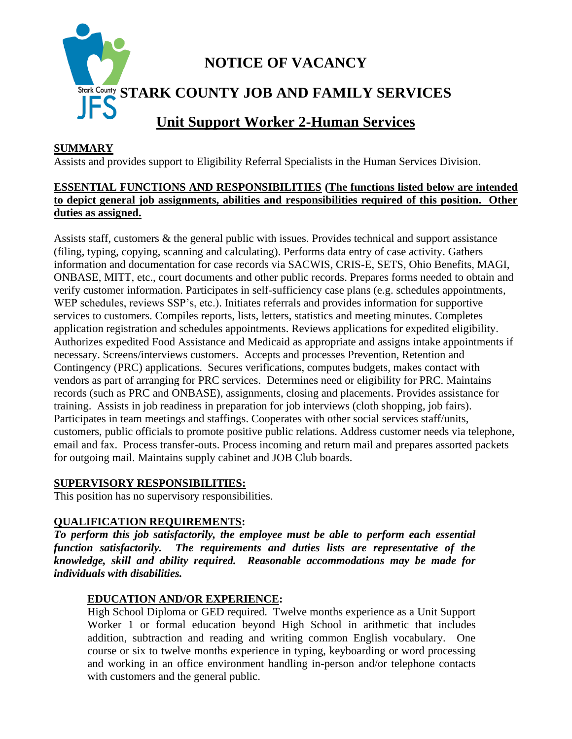# NOTICE OF VACANCY

# STARK COUNTY JOB AND FAMILY SERVICES

## Unit Support Worker 2-Human Services

**SUMMARY**

Assists and provides support to Eligibility Referral Specialists in the Human Services Division.

**ESSENTIAL FUNCTIONS AND RESPONSIBILITIES (The functions listed below are intended to depict general job assignments, abilities and responsibilities required of this position. Other duties as assigned.**

Assists staff, customers & the general public with issues. Provides technical and support assistance (filing, typing, copying, scanning and calculating). Performs data entry of case activity. Gathers information and documentation for case records via SACWIS, CRIS-E, SETS, Ohio Benefits, MAGI, ONBASE, MITT, etc., court documents and other public records. Prepares forms needed to obtain and verify customer information. Participates in self-sufficiency case plans (e.g. schedules appointments, WEP schedules, reviews SSP's, etc.). Initiates referrals and provides information for supportive services to customers. Compiles reports, lists, letters, statistics and meeting minutes. Completes application registration and schedules appointments. Reviews applications for expedited eligibility. Authorizes expedited Food Assistance and Medicaid as appropriate and assigns intake appointments if necessary. Screens/interviews customers. Accepts and processes Prevention, Retention and Contingency (PRC) applications. Secures verifications, computes budgets, makes contact with vendors as part of arranging for PRC services. Determines need or eligibility for PRC. Maintains records (such as PRC and ONBASE), assignments, closing and placements. Provides assistance for training. Assists in job readiness in preparation for job interviews (cloth shopping, job fairs). Participates in team meetings and staffings. Cooperates with other social services staff/units, customers, public officials to promote positive public relations. Address customer needs via telephone, email and fax. Process transfer-outs. Process incoming and return mail and prepares assorted packets for outgoing mail. Maintains supply cabinet and JOB Club boards.

**SUPERVISORY RESPONSIBILITIES:**

This position has no supervisory responsibilities.

**QUALIFICATION REQUIREMENTS:**

***To perform this job satisfactorily, the employee must be able to perform each essential function satisfactorily. The requirements and duties lists are representative of the knowledge, skill and ability required. Reasonable accommodations may be made for individuals with disabilities.***

**EDUCATION AND/OR EXPERIENCE:**

High School Diploma or GED required. Twelve months experience as a Unit Support Worker 1 or formal education beyond High School in arithmetic that includes addition, subtraction and reading and writing common English vocabulary. One course or six to twelve months experience in typing, keyboarding or word processing and working in an office environment handling in-person and/or telephone contacts with customers and the general public.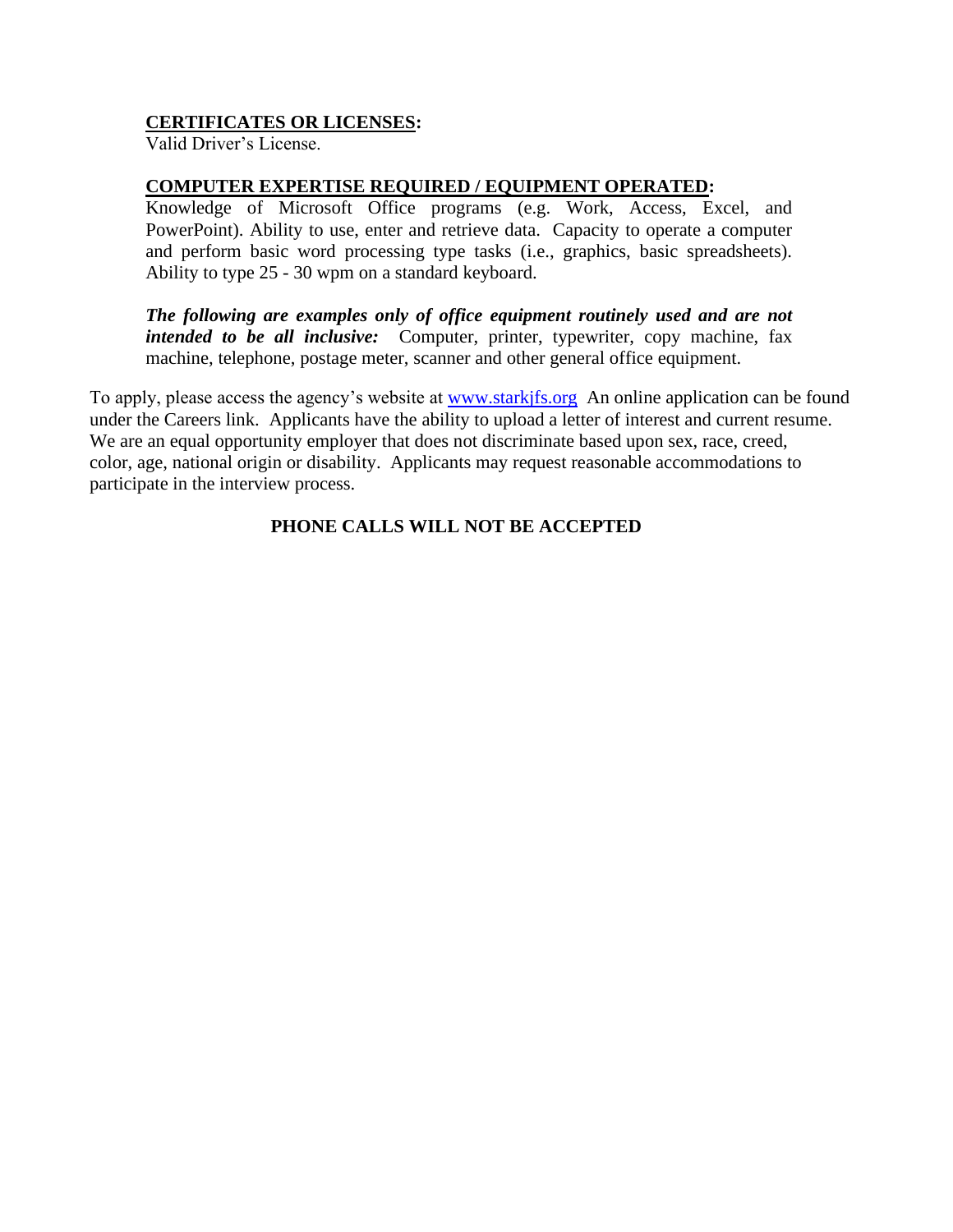**CERTIFICATES OR LICENSES:**
Valid Driver's License.

**COMPUTER EXPERTISE REQUIRED / EQUIPMENT OPERATED:**
Knowledge of Microsoft Office programs (e.g. Work, Access, Excel, and PowerPoint). Ability to use, enter and retrieve data. Capacity to operate a computer and perform basic word processing type tasks (i.e., graphics, basic spreadsheets). Ability to type 25 - 30 wpm on a standard keyboard.

***The following are examples only of office equipment routinely used and are not intended to be all inclusive:*** Computer, printer, typewriter, copy machine, fax machine, telephone, postage meter, scanner and other general office equipment.

To apply, please access the agency's website at [www.starkjfs.org](http://www.starkjfs.org) An online application can be found under the Careers link. Applicants have the ability to upload a letter of interest and current resume. We are an equal opportunity employer that does not discriminate based upon sex, race, creed, color, age, national origin or disability. Applicants may request reasonable accommodations to participate in the interview process.

**PHONE CALLS WILL NOT BE ACCEPTED**